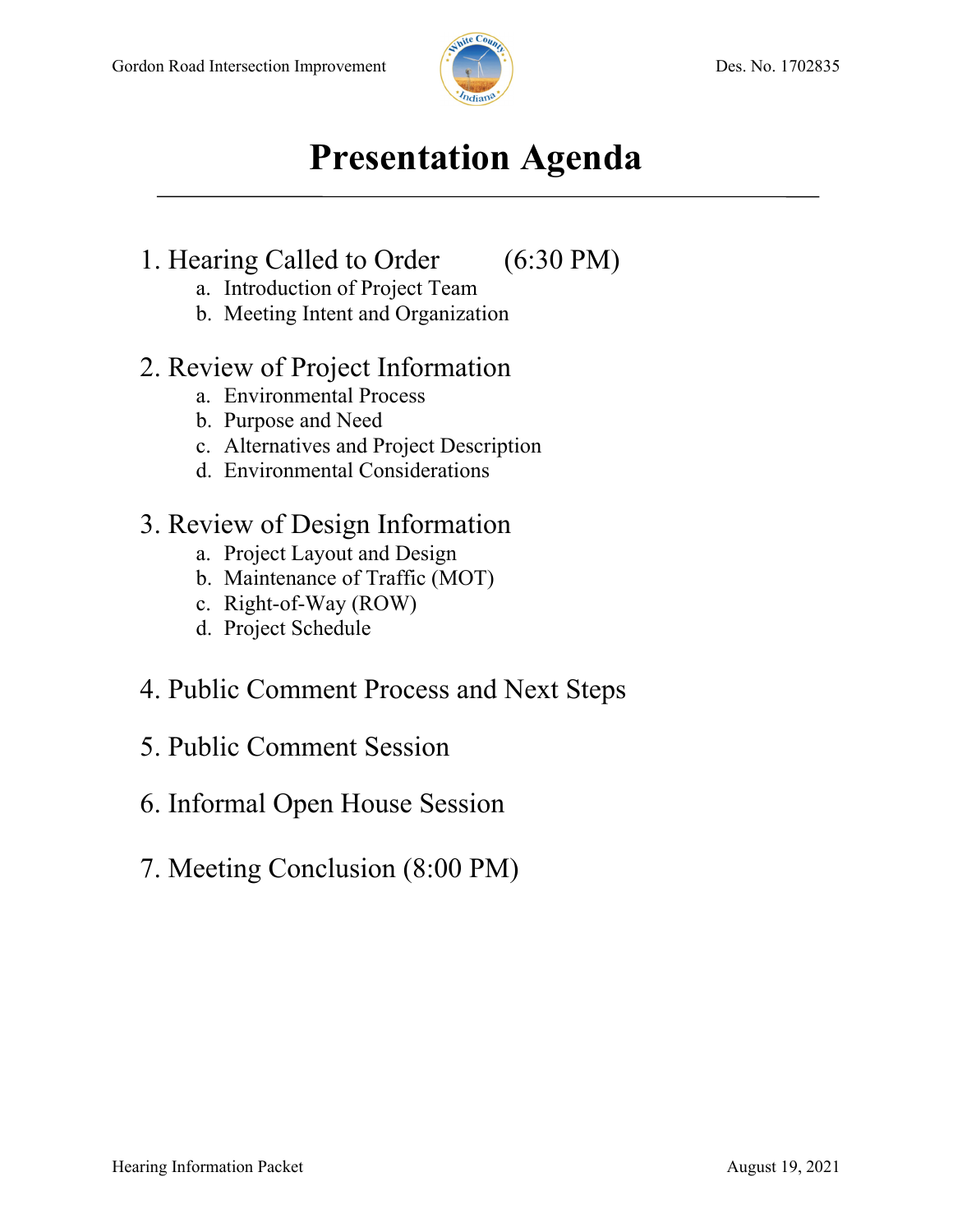# Presentation Agenda

1. Hearing Called to Order (6:30 PM)
    a. Introduction of Project Team
    b. Meeting Intent and Organization

2. Review of Project Information
    a. Environmental Process
    b. Purpose and Need
    c. Alternatives and Project Description
    d. Environmental Considerations

3. Review of Design Information
    a. Project Layout and Design
    b. Maintenance of Traffic (MOT)
    c. Right-of-Way (ROW)
    d. Project Schedule

4. Public Comment Process and Next Steps

5. Public Comment Session

6. Informal Open House Session

7. Meeting Conclusion (8:00 PM)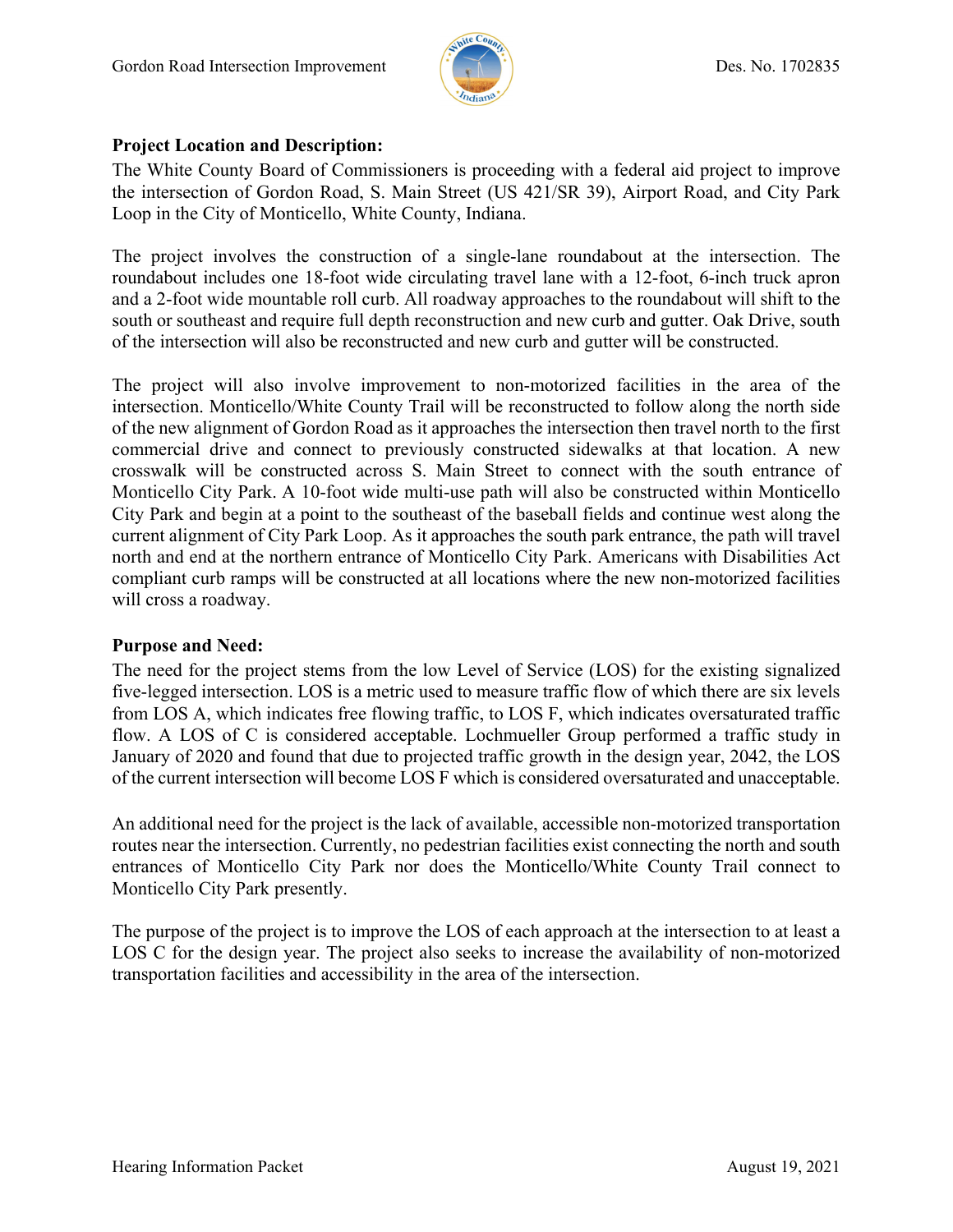**Project Location and Description:**

The White County Board of Commissioners is proceeding with a federal aid project to improve the intersection of Gordon Road, S. Main Street (US 421/SR 39), Airport Road, and City Park Loop in the City of Monticello, White County, Indiana.

The project involves the construction of a single-lane roundabout at the intersection. The roundabout includes one 18-foot wide circulating travel lane with a 12-foot, 6-inch truck apron and a 2-foot wide mountable roll curb. All roadway approaches to the roundabout will shift to the south or southeast and require full depth reconstruction and new curb and gutter. Oak Drive, south of the intersection will also be reconstructed and new curb and gutter will be constructed.

The project will also involve improvement to non-motorized facilities in the area of the intersection. Monticello/White County Trail will be reconstructed to follow along the north side of the new alignment of Gordon Road as it approaches the intersection then travel north to the first commercial drive and connect to previously constructed sidewalks at that location. A new crosswalk will be constructed across S. Main Street to connect with the south entrance of Monticello City Park. A 10-foot wide multi-use path will also be constructed within Monticello City Park and begin at a point to the southeast of the baseball fields and continue west along the current alignment of City Park Loop. As it approaches the south park entrance, the path will travel north and end at the northern entrance of Monticello City Park. Americans with Disabilities Act compliant curb ramps will be constructed at all locations where the new non-motorized facilities will cross a roadway.

**Purpose and Need:**

The need for the project stems from the low Level of Service (LOS) for the existing signalized five-legged intersection. LOS is a metric used to measure traffic flow of which there are six levels from LOS A, which indicates free flowing traffic, to LOS F, which indicates oversaturated traffic flow. A LOS of C is considered acceptable. Lochmueller Group performed a traffic study in January of 2020 and found that due to projected traffic growth in the design year, 2042, the LOS of the current intersection will become LOS F which is considered oversaturated and unacceptable.

An additional need for the project is the lack of available, accessible non-motorized transportation routes near the intersection. Currently, no pedestrian facilities exist connecting the north and south entrances of Monticello City Park nor does the Monticello/White County Trail connect to Monticello City Park presently.

The purpose of the project is to improve the LOS of each approach at the intersection to at least a LOS C for the design year. The project also seeks to increase the availability of non-motorized transportation facilities and accessibility in the area of the intersection.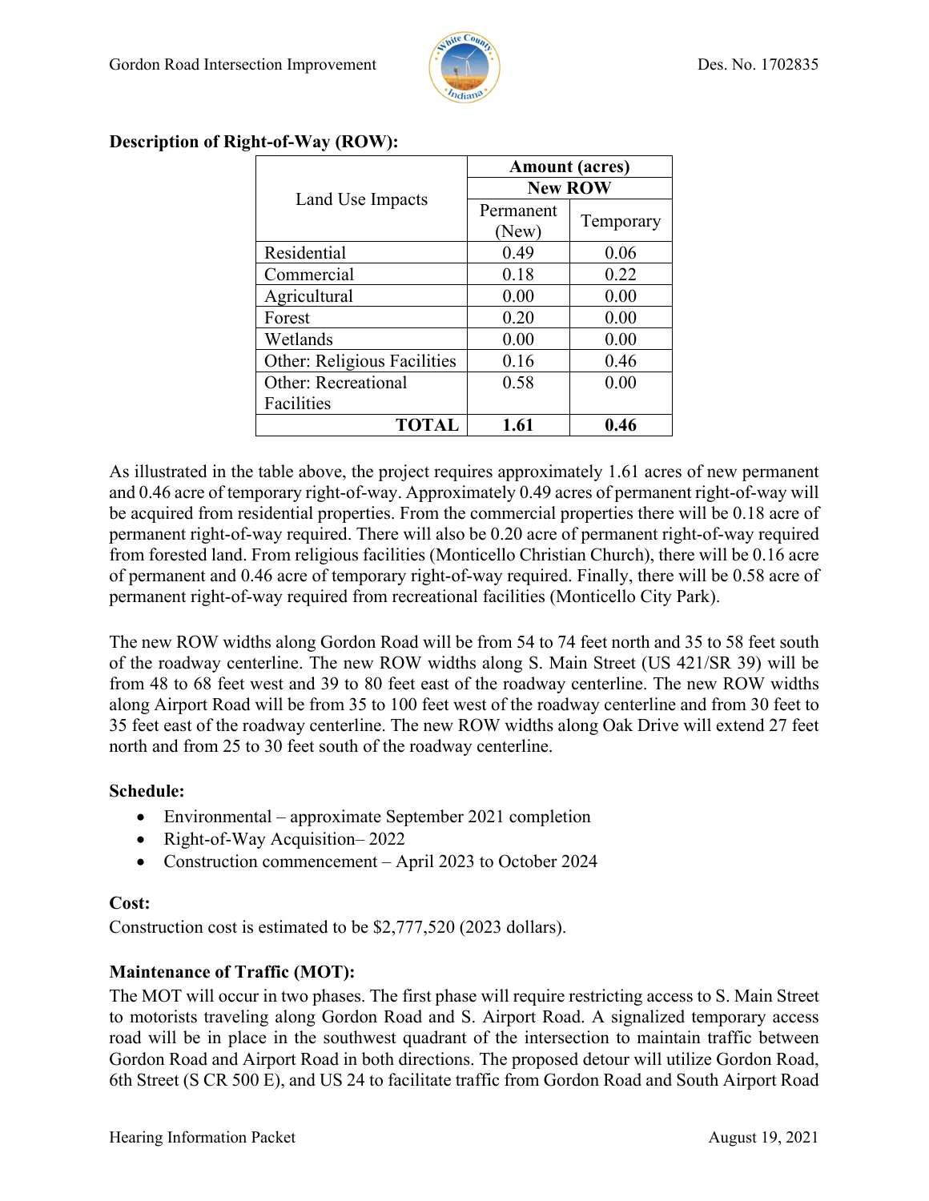**Description of Right-of-Way (ROW):**

| Land Use Impacts | Amount (acres) | |
|---|---|---|
| | New ROW | |
| | Permanent (New) | Temporary |
| Residential | 0.49 | 0.06 |
| Commercial | 0.18 | 0.22 |
| Agricultural | 0.00 | 0.00 |
| Forest | 0.20 | 0.00 |
| Wetlands | 0.00 | 0.00 |
| Other: Religious Facilities | 0.16 | 0.46 |
| Other: Recreational Facilities | 0.58 | 0.00 |
| **TOTAL** | **1.61** | **0.46** |

As illustrated in the table above, the project requires approximately 1.61 acres of new permanent and 0.46 acre of temporary right-of-way. Approximately 0.49 acres of permanent right-of-way will be acquired from residential properties. From the commercial properties there will be 0.18 acre of permanent right-of-way required. There will also be 0.20 acre of permanent right-of-way required from forested land. From religious facilities (Monticello Christian Church), there will be 0.16 acre of permanent and 0.46 acre of temporary right-of-way required. Finally, there will be 0.58 acre of permanent right-of-way required from recreational facilities (Monticello City Park).

The new ROW widths along Gordon Road will be from 54 to 74 feet north and 35 to 58 feet south of the roadway centerline. The new ROW widths along S. Main Street (US 421/SR 39) will be from 48 to 68 feet west and 39 to 80 feet east of the roadway centerline. The new ROW widths along Airport Road will be from 35 to 100 feet west of the roadway centerline and from 30 feet to 35 feet east of the roadway centerline. The new ROW widths along Oak Drive will extend 27 feet north and from 25 to 30 feet south of the roadway centerline.

**Schedule:**

- Environmental – approximate September 2021 completion
- Right-of-Way Acquisition– 2022
- Construction commencement – April 2023 to October 2024

**Cost:**

Construction cost is estimated to be $2,777,520 (2023 dollars).

**Maintenance of Traffic (MOT):**

The MOT will occur in two phases. The first phase will require restricting access to S. Main Street to motorists traveling along Gordon Road and S. Airport Road. A signalized temporary access road will be in place in the southwest quadrant of the intersection to maintain traffic between Gordon Road and Airport Road in both directions. The proposed detour will utilize Gordon Road, 6th Street (S CR 500 E), and US 24 to facilitate traffic from Gordon Road and South Airport Road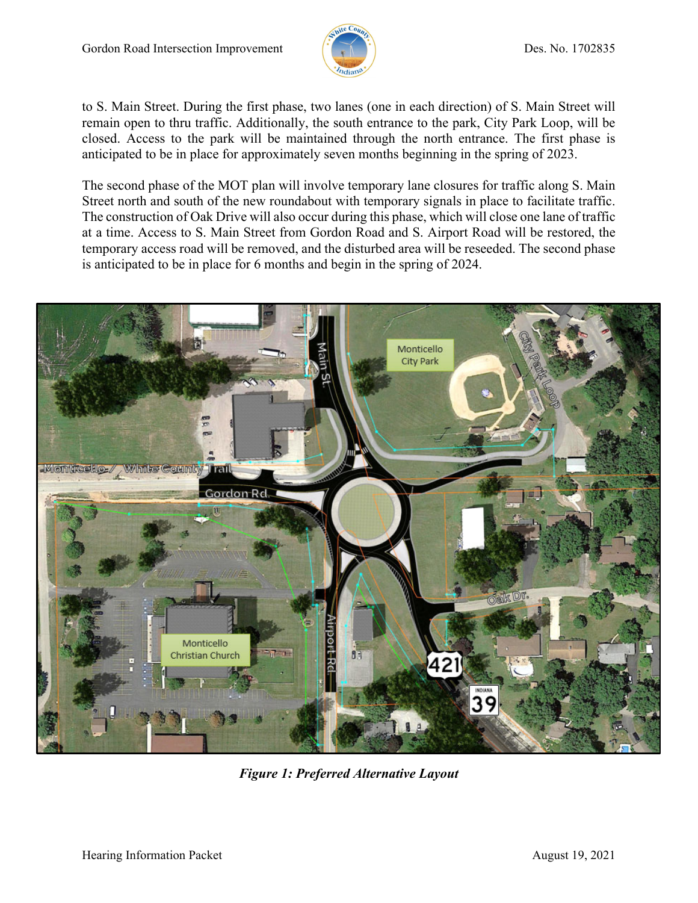to S. Main Street. During the first phase, two lanes (one in each direction) of S. Main Street will remain open to thru traffic. Additionally, the south entrance to the park, City Park Loop, will be closed. Access to the park will be maintained through the north entrance. The first phase is anticipated to be in place for approximately seven months beginning in the spring of 2023.

The second phase of the MOT plan will involve temporary lane closures for traffic along S. Main Street north and south of the new roundabout with temporary signals in place to facilitate traffic. The construction of Oak Drive will also occur during this phase, which will close one lane of traffic at a time. Access to S. Main Street from Gordon Road and S. Airport Road will be restored, the temporary access road will be removed, and the disturbed area will be reseeded. The second phase is anticipated to be in place for 6 months and begin in the spring of 2024.

Main St.
Monticello City Park
City Park Loop
Monticello / White County Trail
Gordon Rd.
Oak Dr.
Airport Rd
Monticello Christian Church
421
INDIANA 39

***Figure 1: Preferred Alternative Layout***